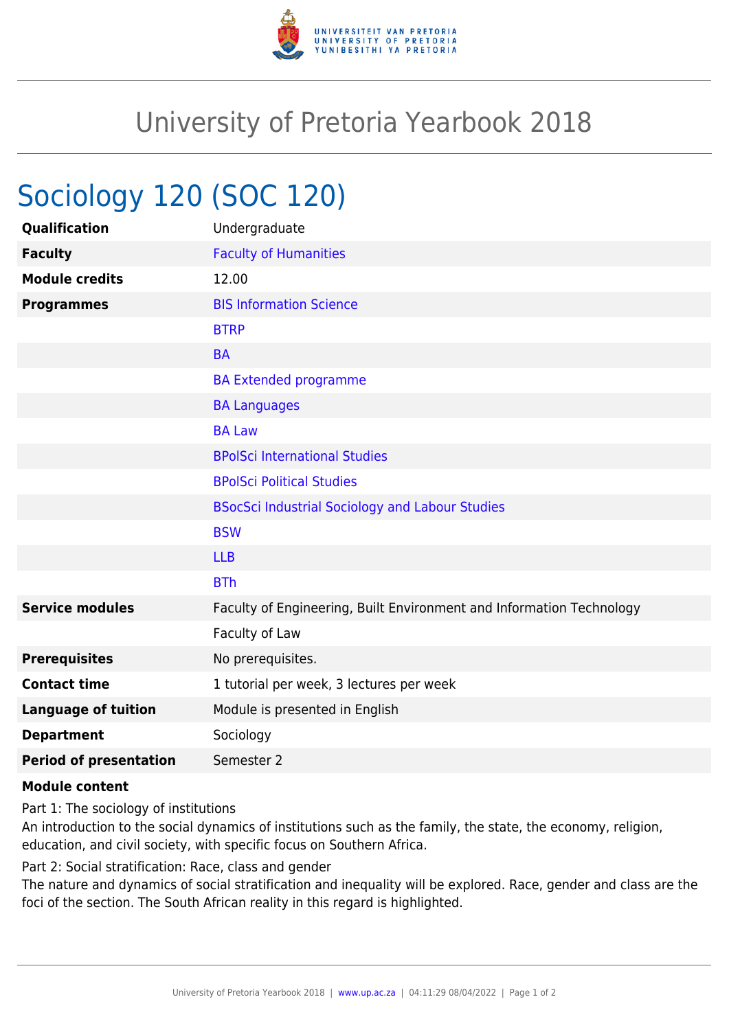# University of Pretoria Yearbook 2018

## Sociology 120 (SOC 120)

| | |
|---|---|
| **Qualification** | Undergraduate |
| **Faculty** | Faculty of Humanities |
| **Module credits** | 12.00 |
| **Programmes** | BIS Information Science |
| | BTRP |
| | BA |
| | BA Extended programme |
| | BA Languages |
| | BA Law |
| | BPolSci International Studies |
| | BPolSci Political Studies |
| | BSocSci Industrial Sociology and Labour Studies |
| | BSW |
| | LLB |
| | BTh |
| **Service modules** | Faculty of Engineering, Built Environment and Information Technology |
| | Faculty of Law |
| **Prerequisites** | No prerequisites. |
| **Contact time** | 1 tutorial per week, 3 lectures per week |
| **Language of tuition** | Module is presented in English |
| **Department** | Sociology |
| **Period of presentation** | Semester 2 |

**Module content**

Part 1: The sociology of institutions

An introduction to the social dynamics of institutions such as the family, the state, the economy, religion, education, and civil society, with specific focus on Southern Africa.

Part 2: Social stratification: Race, class and gender

The nature and dynamics of social stratification and inequality will be explored. Race, gender and class are the foci of the section. The South African reality in this regard is highlighted.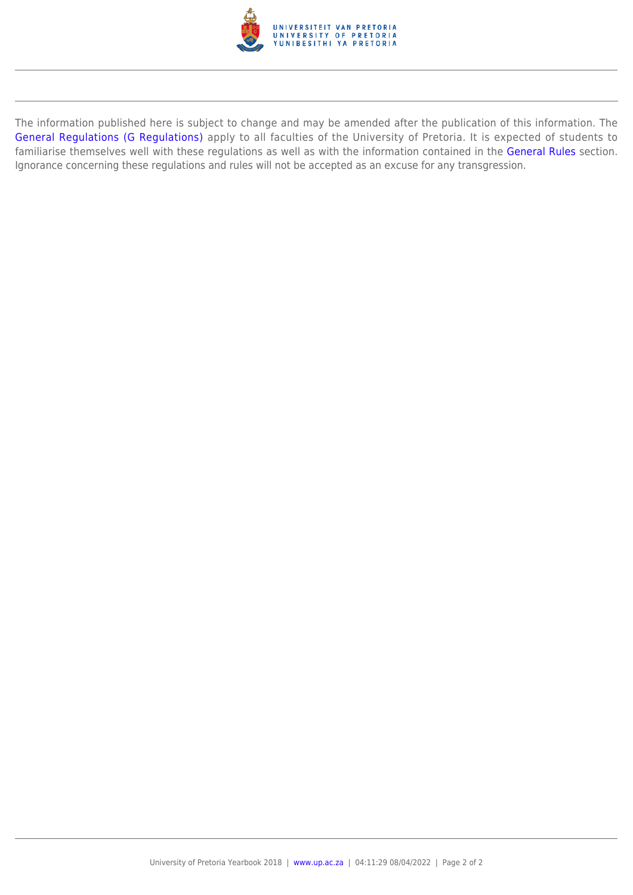The information published here is subject to change and may be amended after the publication of this information. The General Regulations (G Regulations) apply to all faculties of the University of Pretoria. It is expected of students to familiarise themselves well with these regulations as well as with the information contained in the General Rules section. Ignorance concerning these regulations and rules will not be accepted as an excuse for any transgression.